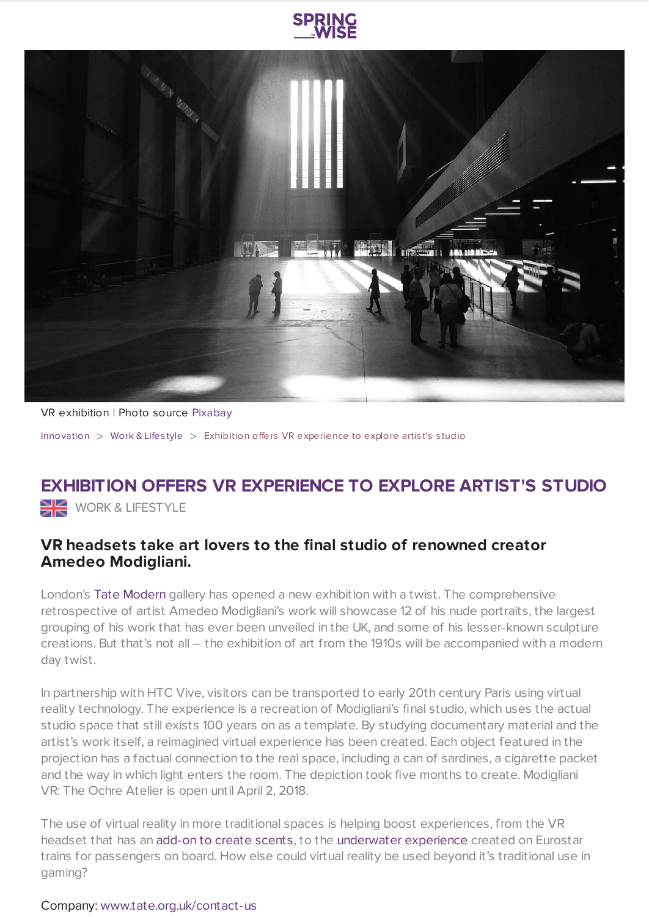VR exhibition | Photo source Pixabay

Innovation > Work & Lifestyle > Exhibition offers VR experience to explore artist's studio

# EXHIBITION OFFERS VR EXPERIENCE TO EXPLORE ARTIST'S STUDIO

WORK & LIFESTYLE

### VR headsets take art lovers to the final studio of renowned creator Amedeo Modigliani.

London's Tate Modern gallery has opened a new exhibition with a twist. The comprehensive retrospective of artist Amedeo Modigliani's work will showcase 12 of his nude portraits, the largest grouping of his work that has ever been unveiled in the UK, and some of his lesser-known sculpture creations. But that's not all – the exhibition of art from the 1910s will be accompanied with a modern day twist.

In partnership with HTC Vive, visitors can be transported to early 20th century Paris using virtual reality technology. The experience is a recreation of Modigliani's final studio, which uses the actual studio space that still exists 100 years on as a template. By studying documentary material and the artist's work itself, a reimagined virtual experience has been created. Each object featured in the projection has a factual connection to the real space, including a can of sardines, a cigarette packet and the way in which light enters the room. The depiction took five months to create. Modigliani VR: The Ochre Atelier is open until April 2, 2018.

The use of virtual reality in more traditional spaces is helping boost experiences, from the VR headset that has an add-on to create scents, to the underwater experience created on Eurostar trains for passengers on board. How else could virtual reality be used beyond it's traditional use in gaming?

Company: www.tate.org.uk/contact-us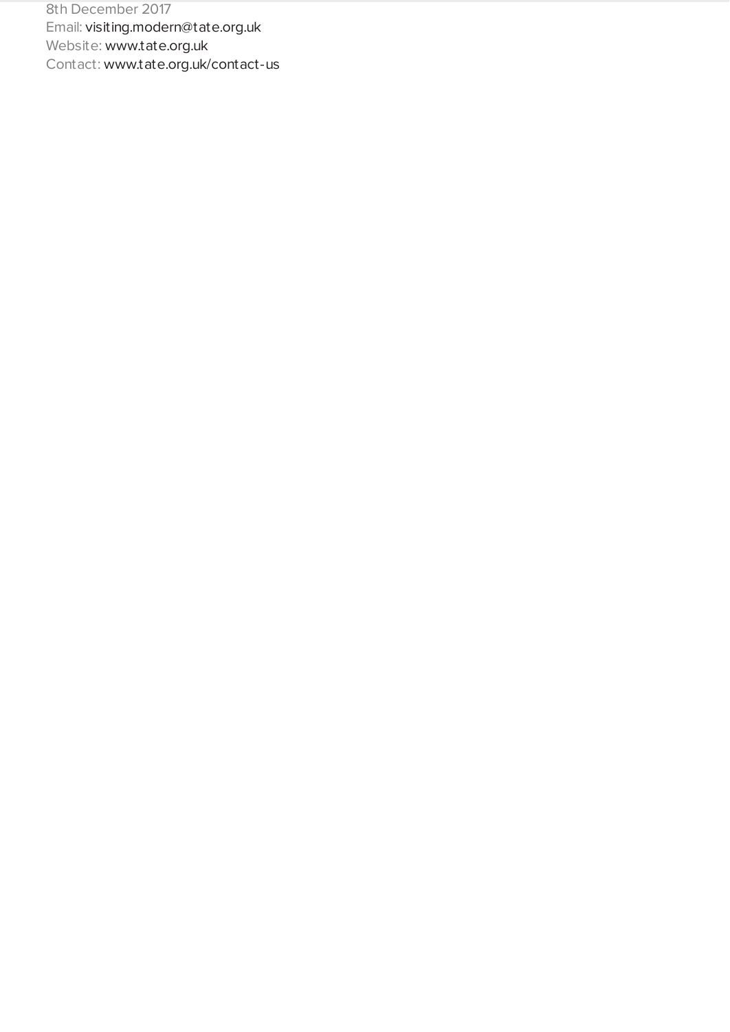8th December 2017

Email: visiting.modern@tate.org.uk

Website: www.tate.org.uk

Contact: www.tate.org.uk/contact-us